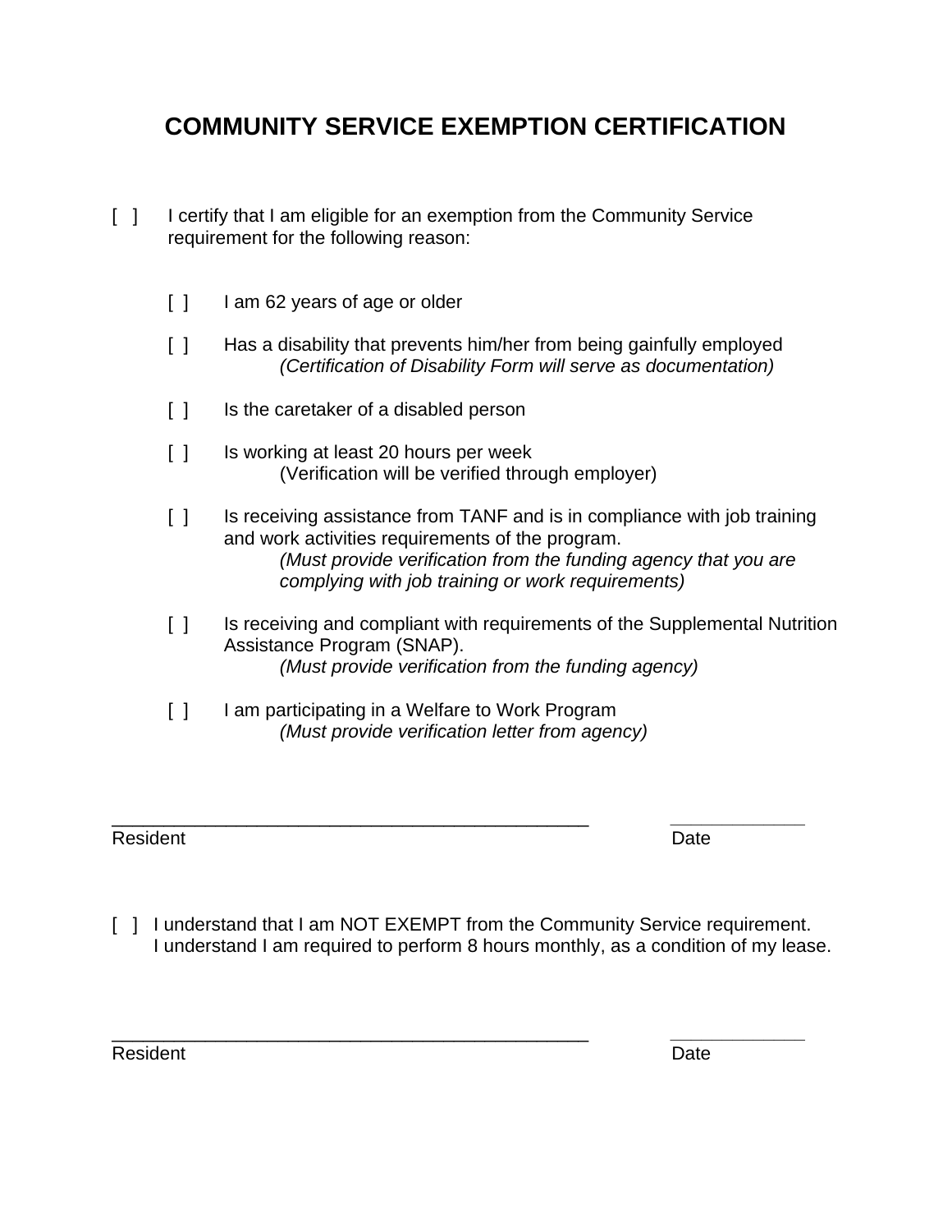# COMMUNITY SERVICE EXEMPTION CERTIFICATION

[ ] I certify that I am eligible for an exemption from the Community Service requirement for the following reason:

- [ ] I am 62 years of age or older
- [ ] Has a disability that prevents him/her from being gainfully employed
  *(Certification of Disability Form will serve as documentation)*
- [ ] Is the caretaker of a disabled person
- [ ] Is working at least 20 hours per week
  (Verification will be verified through employer)
- [ ] Is receiving assistance from TANF and is in compliance with job training and work activities requirements of the program.
  *(Must provide verification from the funding agency that you are complying with job training or work requirements)*
- [ ] Is receiving and compliant with requirements of the Supplemental Nutrition Assistance Program (SNAP).
  *(Must provide verification from the funding agency)*
- [ ] I am participating in a Welfare to Work Program
  *(Must provide verification letter from agency)*

_______________________________________________ _____________

Resident Date

[ ] I understand that I am NOT EXEMPT from the Community Service requirement. I understand I am required to perform 8 hours monthly, as a condition of my lease.

_______________________________________________ _____________

Resident Date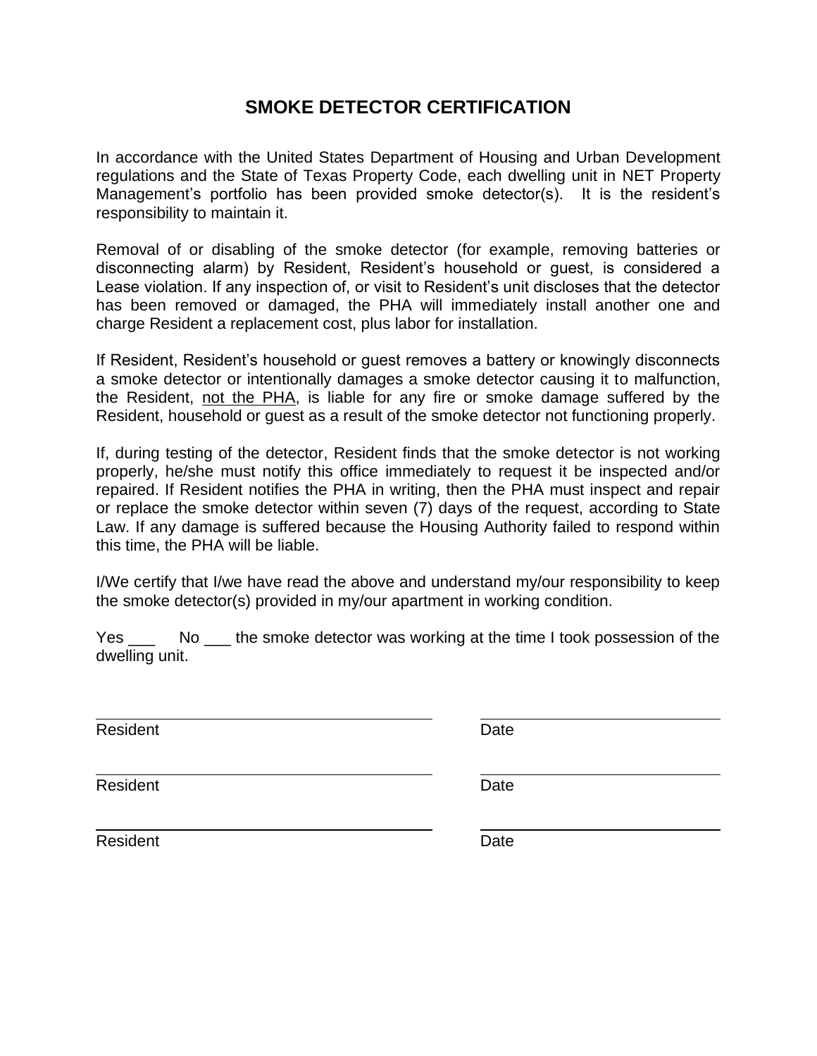# SMOKE DETECTOR CERTIFICATION

In accordance with the United States Department of Housing and Urban Development regulations and the State of Texas Property Code, each dwelling unit in NET Property Management's portfolio has been provided smoke detector(s). It is the resident's responsibility to maintain it.

Removal of or disabling of the smoke detector (for example, removing batteries or disconnecting alarm) by Resident, Resident's household or guest, is considered a Lease violation. If any inspection of, or visit to Resident's unit discloses that the detector has been removed or damaged, the PHA will immediately install another one and charge Resident a replacement cost, plus labor for installation.

If Resident, Resident's household or guest removes a battery or knowingly disconnects a smoke detector or intentionally damages a smoke detector causing it to malfunction, the Resident, <u>not the PHA</u>, is liable for any fire or smoke damage suffered by the Resident, household or guest as a result of the smoke detector not functioning properly.

If, during testing of the detector, Resident finds that the smoke detector is not working properly, he/she must notify this office immediately to request it be inspected and/or repaired. If Resident notifies the PHA in writing, then the PHA must inspect and repair or replace the smoke detector within seven (7) days of the request, according to State Law. If any damage is suffered because the Housing Authority failed to respond within this time, the PHA will be liable.

I/We certify that I/we have read the above and understand my/our responsibility to keep the smoke detector(s) provided in my/our apartment in working condition.

Yes ___ No ___ the smoke detector was working at the time I took possession of the dwelling unit.

\_\_\_\_\_\_\_\_\_\_\_\_\_\_\_\_\_\_\_\_\_\_\_\_\_\_\_\_\_\_ \_\_\_\_\_\_\_\_\_\_\_\_\_\_\_\_\_\_\_\_
Resident Date

\_\_\_\_\_\_\_\_\_\_\_\_\_\_\_\_\_\_\_\_\_\_\_\_\_\_\_\_\_\_ \_\_\_\_\_\_\_\_\_\_\_\_\_\_\_\_\_\_\_\_
Resident Date

\_\_\_\_\_\_\_\_\_\_\_\_\_\_\_\_\_\_\_\_\_\_\_\_\_\_\_\_\_\_ \_\_\_\_\_\_\_\_\_\_\_\_\_\_\_\_\_\_\_\_
Resident Date